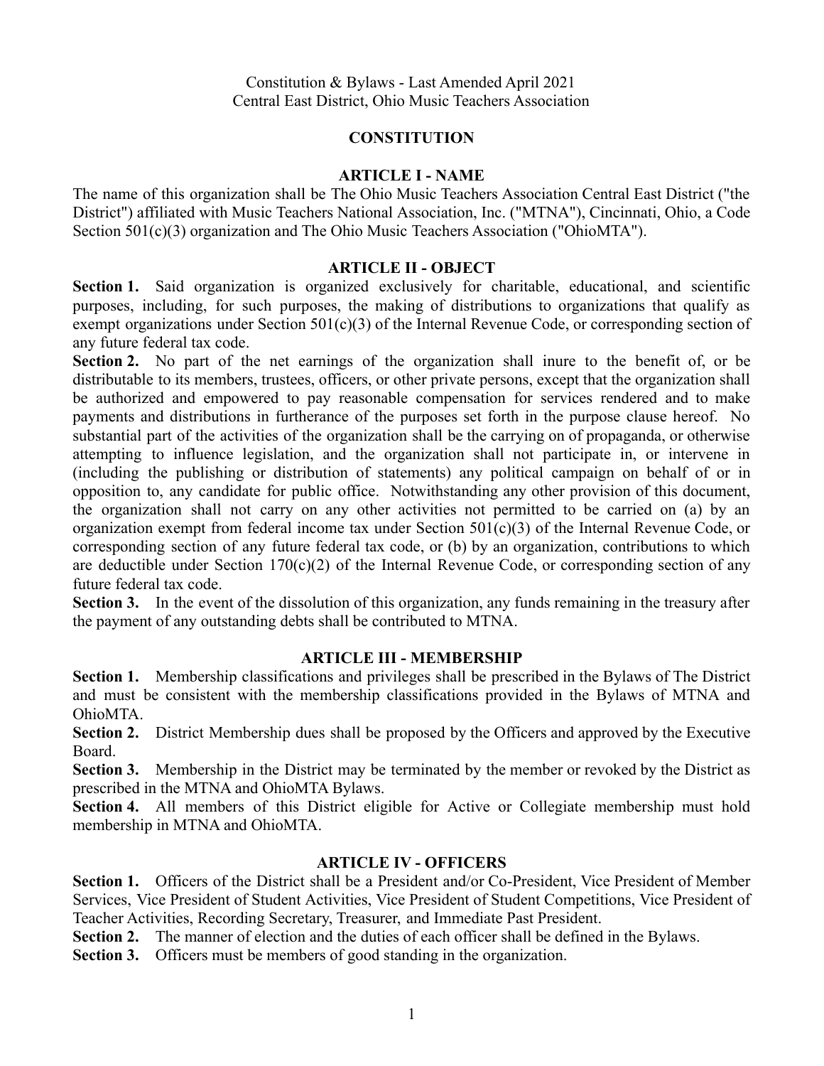Constitution & Bylaws - Last Amended April 2021
Central East District, Ohio Music Teachers Association

# CONSTITUTION

## ARTICLE I - NAME

The name of this organization shall be The Ohio Music Teachers Association Central East District ("the District") affiliated with Music Teachers National Association, Inc. ("MTNA"), Cincinnati, Ohio, a Code Section 501(c)(3) organization and The Ohio Music Teachers Association ("OhioMTA").

## ARTICLE II - OBJECT

**Section 1.** Said organization is organized exclusively for charitable, educational, and scientific purposes, including, for such purposes, the making of distributions to organizations that qualify as exempt organizations under Section 501(c)(3) of the Internal Revenue Code, or corresponding section of any future federal tax code.

**Section 2.** No part of the net earnings of the organization shall inure to the benefit of, or be distributable to its members, trustees, officers, or other private persons, except that the organization shall be authorized and empowered to pay reasonable compensation for services rendered and to make payments and distributions in furtherance of the purposes set forth in the purpose clause hereof. No substantial part of the activities of the organization shall be the carrying on of propaganda, or otherwise attempting to influence legislation, and the organization shall not participate in, or intervene in (including the publishing or distribution of statements) any political campaign on behalf of or in opposition to, any candidate for public office. Notwithstanding any other provision of this document, the organization shall not carry on any other activities not permitted to be carried on (a) by an organization exempt from federal income tax under Section 501(c)(3) of the Internal Revenue Code, or corresponding section of any future federal tax code, or (b) by an organization, contributions to which are deductible under Section 170(c)(2) of the Internal Revenue Code, or corresponding section of any future federal tax code.

**Section 3.** In the event of the dissolution of this organization, any funds remaining in the treasury after the payment of any outstanding debts shall be contributed to MTNA.

## ARTICLE III - MEMBERSHIP

**Section 1.** Membership classifications and privileges shall be prescribed in the Bylaws of The District and must be consistent with the membership classifications provided in the Bylaws of MTNA and OhioMTA.

**Section 2.** District Membership dues shall be proposed by the Officers and approved by the Executive Board.

**Section 3.** Membership in the District may be terminated by the member or revoked by the District as prescribed in the MTNA and OhioMTA Bylaws.

**Section 4.** All members of this District eligible for Active or Collegiate membership must hold membership in MTNA and OhioMTA.

## ARTICLE IV - OFFICERS

**Section 1.** Officers of the District shall be a President and/or Co-President, Vice President of Member Services, Vice President of Student Activities, Vice President of Student Competitions, Vice President of Teacher Activities, Recording Secretary, Treasurer, and Immediate Past President.

**Section 2.** The manner of election and the duties of each officer shall be defined in the Bylaws.

**Section 3.** Officers must be members of good standing in the organization.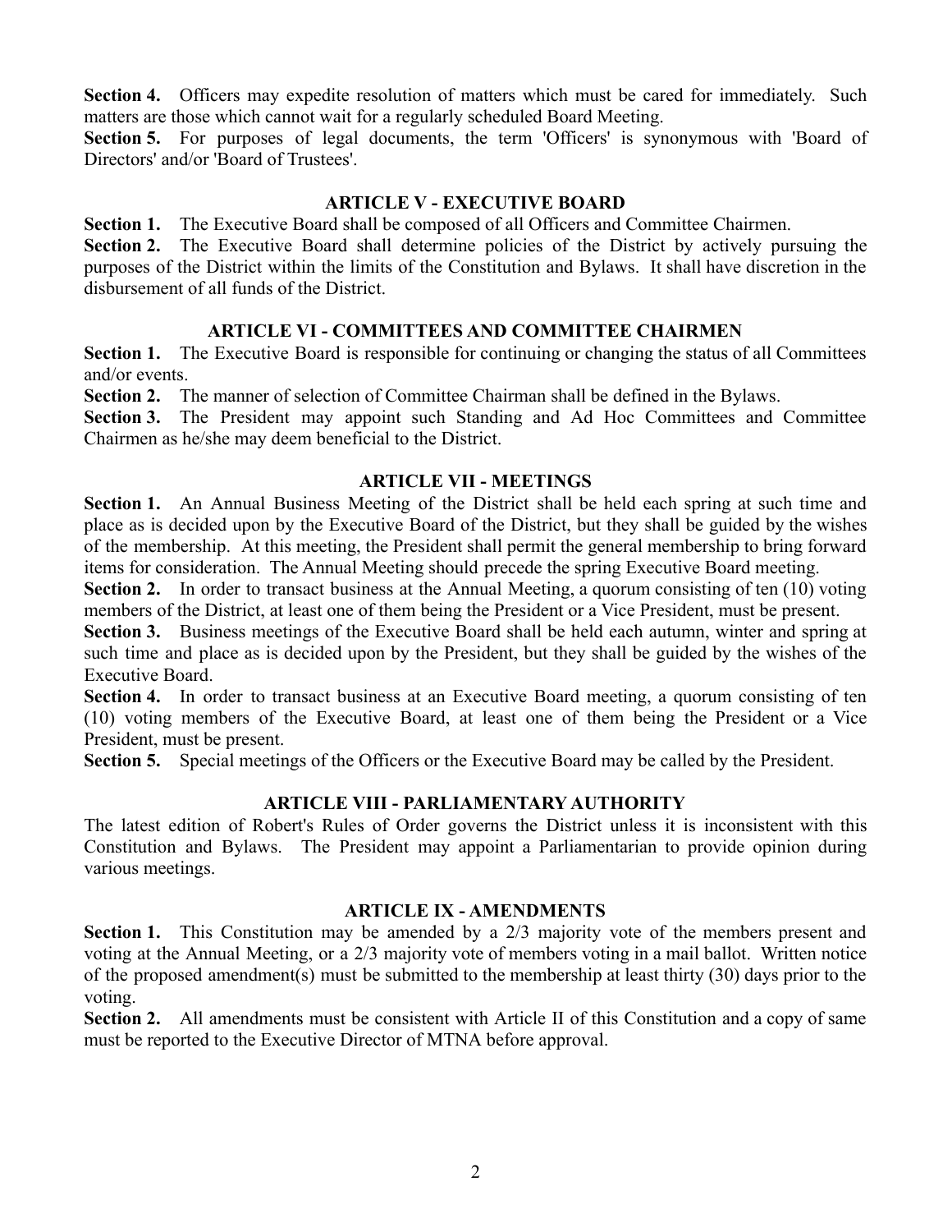**Section 4.** Officers may expedite resolution of matters which must be cared for immediately. Such matters are those which cannot wait for a regularly scheduled Board Meeting.

**Section 5.** For purposes of legal documents, the term 'Officers' is synonymous with 'Board of Directors' and/or 'Board of Trustees'.

## ARTICLE V - EXECUTIVE BOARD

**Section 1.** The Executive Board shall be composed of all Officers and Committee Chairmen.

**Section 2.** The Executive Board shall determine policies of the District by actively pursuing the purposes of the District within the limits of the Constitution and Bylaws. It shall have discretion in the disbursement of all funds of the District.

## ARTICLE VI - COMMITTEES AND COMMITTEE CHAIRMEN

**Section 1.** The Executive Board is responsible for continuing or changing the status of all Committees and/or events.

**Section 2.** The manner of selection of Committee Chairman shall be defined in the Bylaws.

**Section 3.** The President may appoint such Standing and Ad Hoc Committees and Committee Chairmen as he/she may deem beneficial to the District.

## ARTICLE VII - MEETINGS

**Section 1.** An Annual Business Meeting of the District shall be held each spring at such time and place as is decided upon by the Executive Board of the District, but they shall be guided by the wishes of the membership. At this meeting, the President shall permit the general membership to bring forward items for consideration. The Annual Meeting should precede the spring Executive Board meeting.

**Section 2.** In order to transact business at the Annual Meeting, a quorum consisting of ten (10) voting members of the District, at least one of them being the President or a Vice President, must be present.

**Section 3.** Business meetings of the Executive Board shall be held each autumn, winter and spring at such time and place as is decided upon by the President, but they shall be guided by the wishes of the Executive Board.

**Section 4.** In order to transact business at an Executive Board meeting, a quorum consisting of ten (10) voting members of the Executive Board, at least one of them being the President or a Vice President, must be present.

**Section 5.** Special meetings of the Officers or the Executive Board may be called by the President.

## ARTICLE VIII - PARLIAMENTARY AUTHORITY

The latest edition of Robert's Rules of Order governs the District unless it is inconsistent with this Constitution and Bylaws. The President may appoint a Parliamentarian to provide opinion during various meetings.

## ARTICLE IX - AMENDMENTS

**Section 1.** This Constitution may be amended by a 2/3 majority vote of the members present and voting at the Annual Meeting, or a 2/3 majority vote of members voting in a mail ballot. Written notice of the proposed amendment(s) must be submitted to the membership at least thirty (30) days prior to the voting.

**Section 2.** All amendments must be consistent with Article II of this Constitution and a copy of same must be reported to the Executive Director of MTNA before approval.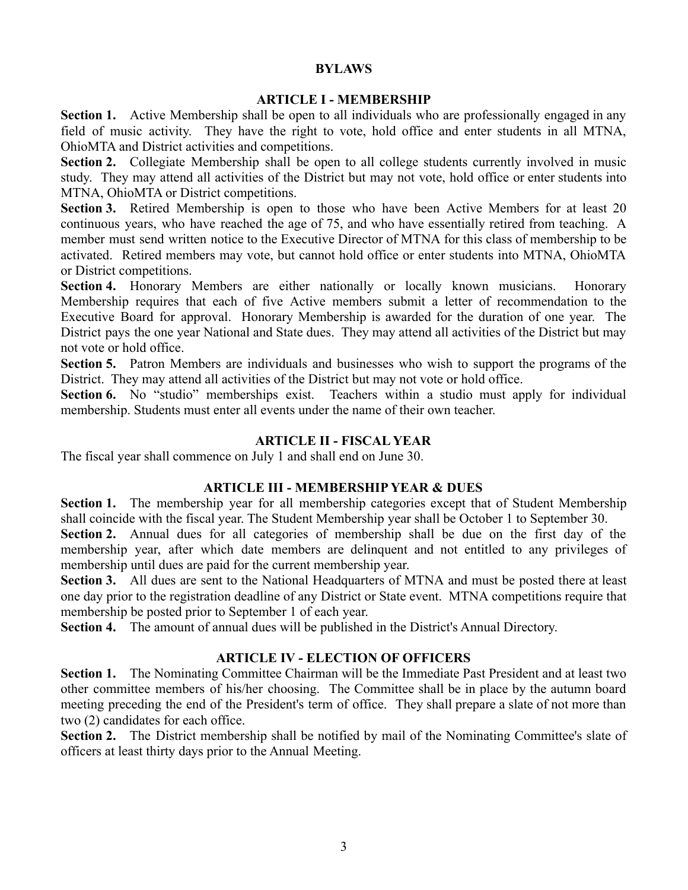# BYLAWS

## ARTICLE I - MEMBERSHIP

**Section 1.** Active Membership shall be open to all individuals who are professionally engaged in any field of music activity. They have the right to vote, hold office and enter students in all MTNA, OhioMTA and District activities and competitions.

**Section 2.** Collegiate Membership shall be open to all college students currently involved in music study. They may attend all activities of the District but may not vote, hold office or enter students into MTNA, OhioMTA or District competitions.

**Section 3.** Retired Membership is open to those who have been Active Members for at least 20 continuous years, who have reached the age of 75, and who have essentially retired from teaching. A member must send written notice to the Executive Director of MTNA for this class of membership to be activated. Retired members may vote, but cannot hold office or enter students into MTNA, OhioMTA or District competitions.

**Section 4.** Honorary Members are either nationally or locally known musicians. Honorary Membership requires that each of five Active members submit a letter of recommendation to the Executive Board for approval. Honorary Membership is awarded for the duration of one year. The District pays the one year National and State dues. They may attend all activities of the District but may not vote or hold office.

**Section 5.** Patron Members are individuals and businesses who wish to support the programs of the District. They may attend all activities of the District but may not vote or hold office.

**Section 6.** No "studio" memberships exist. Teachers within a studio must apply for individual membership. Students must enter all events under the name of their own teacher.

## ARTICLE II - FISCAL YEAR

The fiscal year shall commence on July 1 and shall end on June 30.

## ARTICLE III - MEMBERSHIP YEAR & DUES

**Section 1.** The membership year for all membership categories except that of Student Membership shall coincide with the fiscal year. The Student Membership year shall be October 1 to September 30.

**Section 2.** Annual dues for all categories of membership shall be due on the first day of the membership year, after which date members are delinquent and not entitled to any privileges of membership until dues are paid for the current membership year.

**Section 3.** All dues are sent to the National Headquarters of MTNA and must be posted there at least one day prior to the registration deadline of any District or State event. MTNA competitions require that membership be posted prior to September 1 of each year.

**Section 4.** The amount of annual dues will be published in the District's Annual Directory.

## ARTICLE IV - ELECTION OF OFFICERS

**Section 1.** The Nominating Committee Chairman will be the Immediate Past President and at least two other committee members of his/her choosing. The Committee shall be in place by the autumn board meeting preceding the end of the President's term of office. They shall prepare a slate of not more than two (2) candidates for each office.

**Section 2.** The District membership shall be notified by mail of the Nominating Committee's slate of officers at least thirty days prior to the Annual Meeting.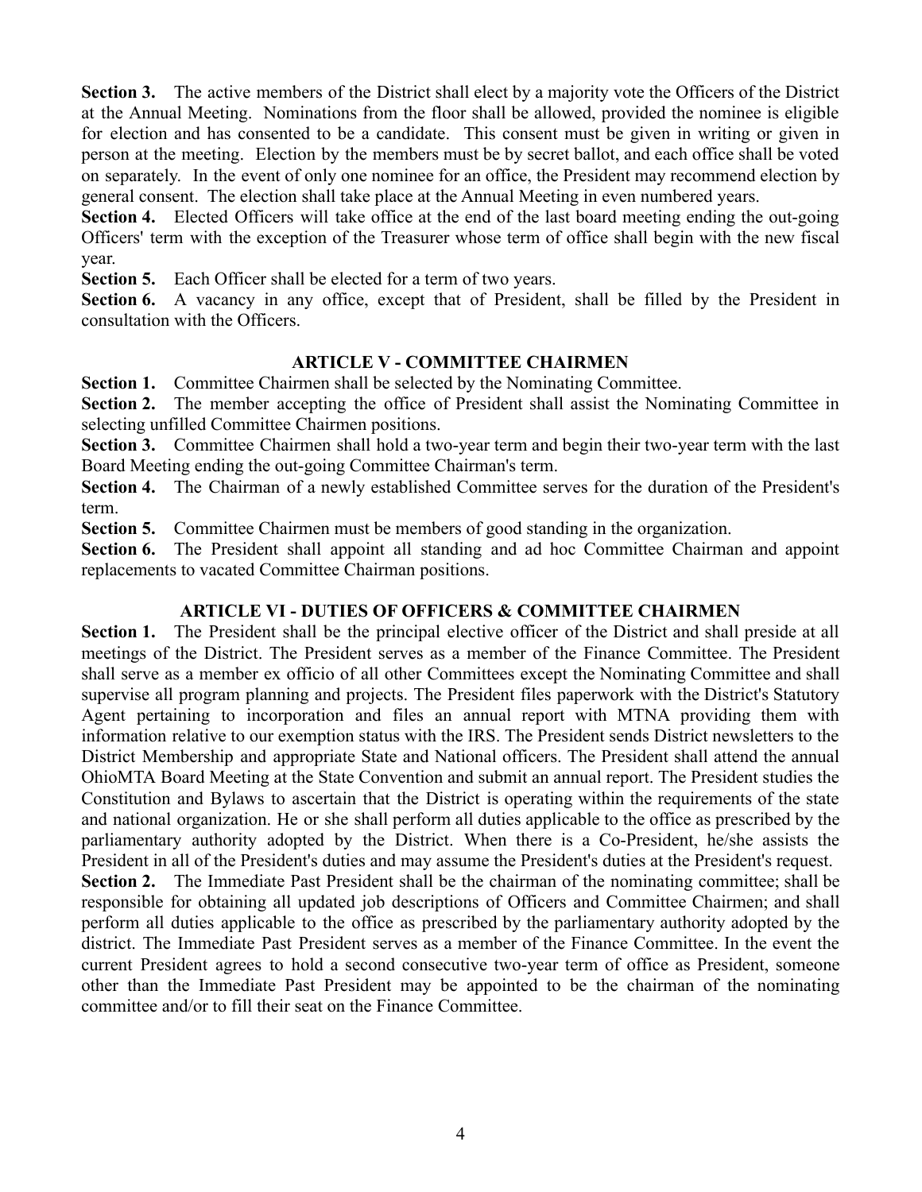**Section 3.** The active members of the District shall elect by a majority vote the Officers of the District at the Annual Meeting. Nominations from the floor shall be allowed, provided the nominee is eligible for election and has consented to be a candidate. This consent must be given in writing or given in person at the meeting. Election by the members must be by secret ballot, and each office shall be voted on separately. In the event of only one nominee for an office, the President may recommend election by general consent. The election shall take place at the Annual Meeting in even numbered years.

**Section 4.** Elected Officers will take office at the end of the last board meeting ending the out-going Officers' term with the exception of the Treasurer whose term of office shall begin with the new fiscal year.

**Section 5.** Each Officer shall be elected for a term of two years.

**Section 6.** A vacancy in any office, except that of President, shall be filled by the President in consultation with the Officers.

## ARTICLE V - COMMITTEE CHAIRMEN

**Section 1.** Committee Chairmen shall be selected by the Nominating Committee.

**Section 2.** The member accepting the office of President shall assist the Nominating Committee in selecting unfilled Committee Chairmen positions.

**Section 3.** Committee Chairmen shall hold a two-year term and begin their two-year term with the last Board Meeting ending the out-going Committee Chairman's term.

**Section 4.** The Chairman of a newly established Committee serves for the duration of the President's term.

**Section 5.** Committee Chairmen must be members of good standing in the organization.

**Section 6.** The President shall appoint all standing and ad hoc Committee Chairman and appoint replacements to vacated Committee Chairman positions.

## ARTICLE VI - DUTIES OF OFFICERS & COMMITTEE CHAIRMEN

**Section 1.** The President shall be the principal elective officer of the District and shall preside at all meetings of the District. The President serves as a member of the Finance Committee. The President shall serve as a member ex officio of all other Committees except the Nominating Committee and shall supervise all program planning and projects. The President files paperwork with the District's Statutory Agent pertaining to incorporation and files an annual report with MTNA providing them with information relative to our exemption status with the IRS. The President sends District newsletters to the District Membership and appropriate State and National officers. The President shall attend the annual OhioMTA Board Meeting at the State Convention and submit an annual report. The President studies the Constitution and Bylaws to ascertain that the District is operating within the requirements of the state and national organization. He or she shall perform all duties applicable to the office as prescribed by the parliamentary authority adopted by the District. When there is a Co-President, he/she assists the President in all of the President's duties and may assume the President's duties at the President's request.

**Section 2.** The Immediate Past President shall be the chairman of the nominating committee; shall be responsible for obtaining all updated job descriptions of Officers and Committee Chairmen; and shall perform all duties applicable to the office as prescribed by the parliamentary authority adopted by the district. The Immediate Past President serves as a member of the Finance Committee. In the event the current President agrees to hold a second consecutive two-year term of office as President, someone other than the Immediate Past President may be appointed to be the chairman of the nominating committee and/or to fill their seat on the Finance Committee.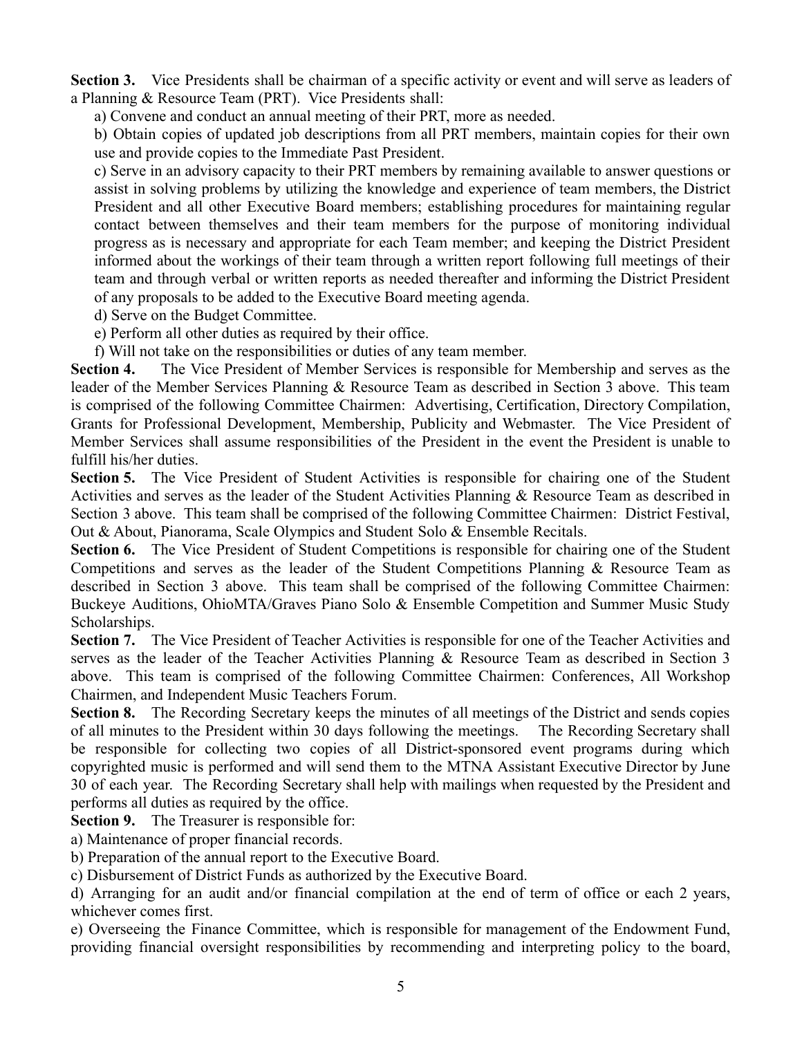**Section 3.** Vice Presidents shall be chairman of a specific activity or event and will serve as leaders of a Planning & Resource Team (PRT). Vice Presidents shall:

a) Convene and conduct an annual meeting of their PRT, more as needed.

b) Obtain copies of updated job descriptions from all PRT members, maintain copies for their own use and provide copies to the Immediate Past President.

c) Serve in an advisory capacity to their PRT members by remaining available to answer questions or assist in solving problems by utilizing the knowledge and experience of team members, the District President and all other Executive Board members; establishing procedures for maintaining regular contact between themselves and their team members for the purpose of monitoring individual progress as is necessary and appropriate for each Team member; and keeping the District President informed about the workings of their team through a written report following full meetings of their team and through verbal or written reports as needed thereafter and informing the District President of any proposals to be added to the Executive Board meeting agenda.

d) Serve on the Budget Committee.

e) Perform all other duties as required by their office.

f) Will not take on the responsibilities or duties of any team member.

**Section 4.** The Vice President of Member Services is responsible for Membership and serves as the leader of the Member Services Planning & Resource Team as described in Section 3 above. This team is comprised of the following Committee Chairmen: Advertising, Certification, Directory Compilation, Grants for Professional Development, Membership, Publicity and Webmaster. The Vice President of Member Services shall assume responsibilities of the President in the event the President is unable to fulfill his/her duties.

**Section 5.** The Vice President of Student Activities is responsible for chairing one of the Student Activities and serves as the leader of the Student Activities Planning & Resource Team as described in Section 3 above. This team shall be comprised of the following Committee Chairmen: District Festival, Out & About, Pianorama, Scale Olympics and Student Solo & Ensemble Recitals.

**Section 6.** The Vice President of Student Competitions is responsible for chairing one of the Student Competitions and serves as the leader of the Student Competitions Planning & Resource Team as described in Section 3 above. This team shall be comprised of the following Committee Chairmen: Buckeye Auditions, OhioMTA/Graves Piano Solo & Ensemble Competition and Summer Music Study Scholarships.

**Section 7.** The Vice President of Teacher Activities is responsible for one of the Teacher Activities and serves as the leader of the Teacher Activities Planning & Resource Team as described in Section 3 above. This team is comprised of the following Committee Chairmen: Conferences, All Workshop Chairmen, and Independent Music Teachers Forum.

**Section 8.** The Recording Secretary keeps the minutes of all meetings of the District and sends copies of all minutes to the President within 30 days following the meetings. The Recording Secretary shall be responsible for collecting two copies of all District-sponsored event programs during which copyrighted music is performed and will send them to the MTNA Assistant Executive Director by June 30 of each year. The Recording Secretary shall help with mailings when requested by the President and performs all duties as required by the office.

**Section 9.** The Treasurer is responsible for:

a) Maintenance of proper financial records.

b) Preparation of the annual report to the Executive Board.

c) Disbursement of District Funds as authorized by the Executive Board.

d) Arranging for an audit and/or financial compilation at the end of term of office or each 2 years, whichever comes first.

e) Overseeing the Finance Committee, which is responsible for management of the Endowment Fund, providing financial oversight responsibilities by recommending and interpreting policy to the board,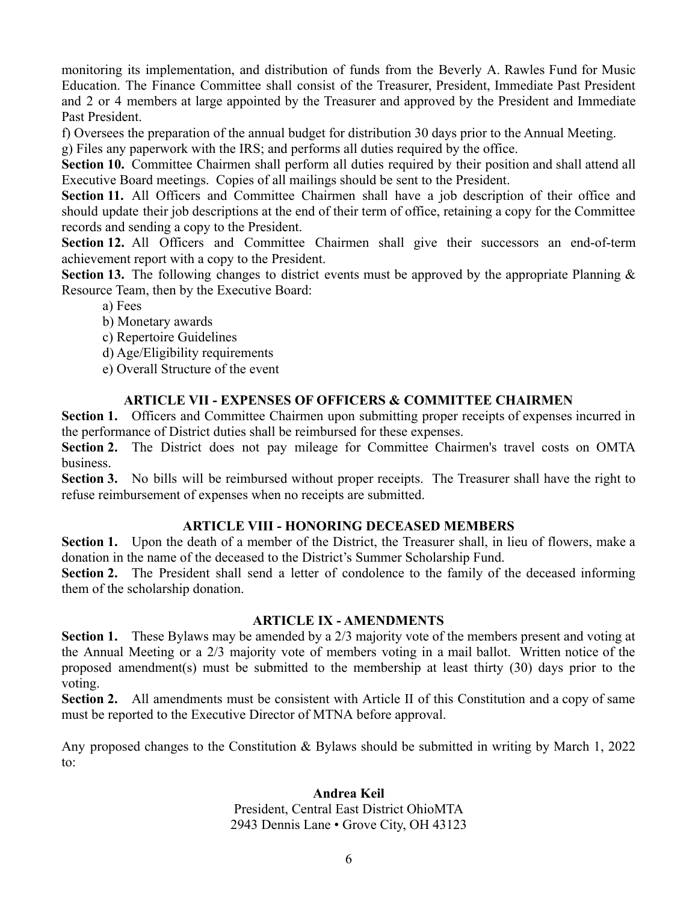monitoring its implementation, and distribution of funds from the Beverly A. Rawles Fund for Music Education. The Finance Committee shall consist of the Treasurer, President, Immediate Past President and 2 or 4 members at large appointed by the Treasurer and approved by the President and Immediate Past President.

f) Oversees the preparation of the annual budget for distribution 30 days prior to the Annual Meeting.

g) Files any paperwork with the IRS; and performs all duties required by the office.

**Section 10.** Committee Chairmen shall perform all duties required by their position and shall attend all Executive Board meetings. Copies of all mailings should be sent to the President.

**Section 11.** All Officers and Committee Chairmen shall have a job description of their office and should update their job descriptions at the end of their term of office, retaining a copy for the Committee records and sending a copy to the President.

**Section 12.** All Officers and Committee Chairmen shall give their successors an end-of-term achievement report with a copy to the President.

**Section 13.** The following changes to district events must be approved by the appropriate Planning & Resource Team, then by the Executive Board:

a) Fees  
b) Monetary awards  
c) Repertoire Guidelines  
d) Age/Eligibility requirements  
e) Overall Structure of the event

## ARTICLE VII - EXPENSES OF OFFICERS & COMMITTEE CHAIRMEN

**Section 1.** Officers and Committee Chairmen upon submitting proper receipts of expenses incurred in the performance of District duties shall be reimbursed for these expenses.

**Section 2.** The District does not pay mileage for Committee Chairmen's travel costs on OMTA business.

**Section 3.** No bills will be reimbursed without proper receipts. The Treasurer shall have the right to refuse reimbursement of expenses when no receipts are submitted.

## ARTICLE VIII - HONORING DECEASED MEMBERS

**Section 1.** Upon the death of a member of the District, the Treasurer shall, in lieu of flowers, make a donation in the name of the deceased to the District's Summer Scholarship Fund.

**Section 2.** The President shall send a letter of condolence to the family of the deceased informing them of the scholarship donation.

## ARTICLE IX - AMENDMENTS

**Section 1.** These Bylaws may be amended by a 2/3 majority vote of the members present and voting at the Annual Meeting or a 2/3 majority vote of members voting in a mail ballot. Written notice of the proposed amendment(s) must be submitted to the membership at least thirty (30) days prior to the voting.

**Section 2.** All amendments must be consistent with Article II of this Constitution and a copy of same must be reported to the Executive Director of MTNA before approval.

Any proposed changes to the Constitution & Bylaws should be submitted in writing by March 1, 2022 to:

**Andrea Keil**  
President, Central East District OhioMTA  
2943 Dennis Lane • Grove City, OH 43123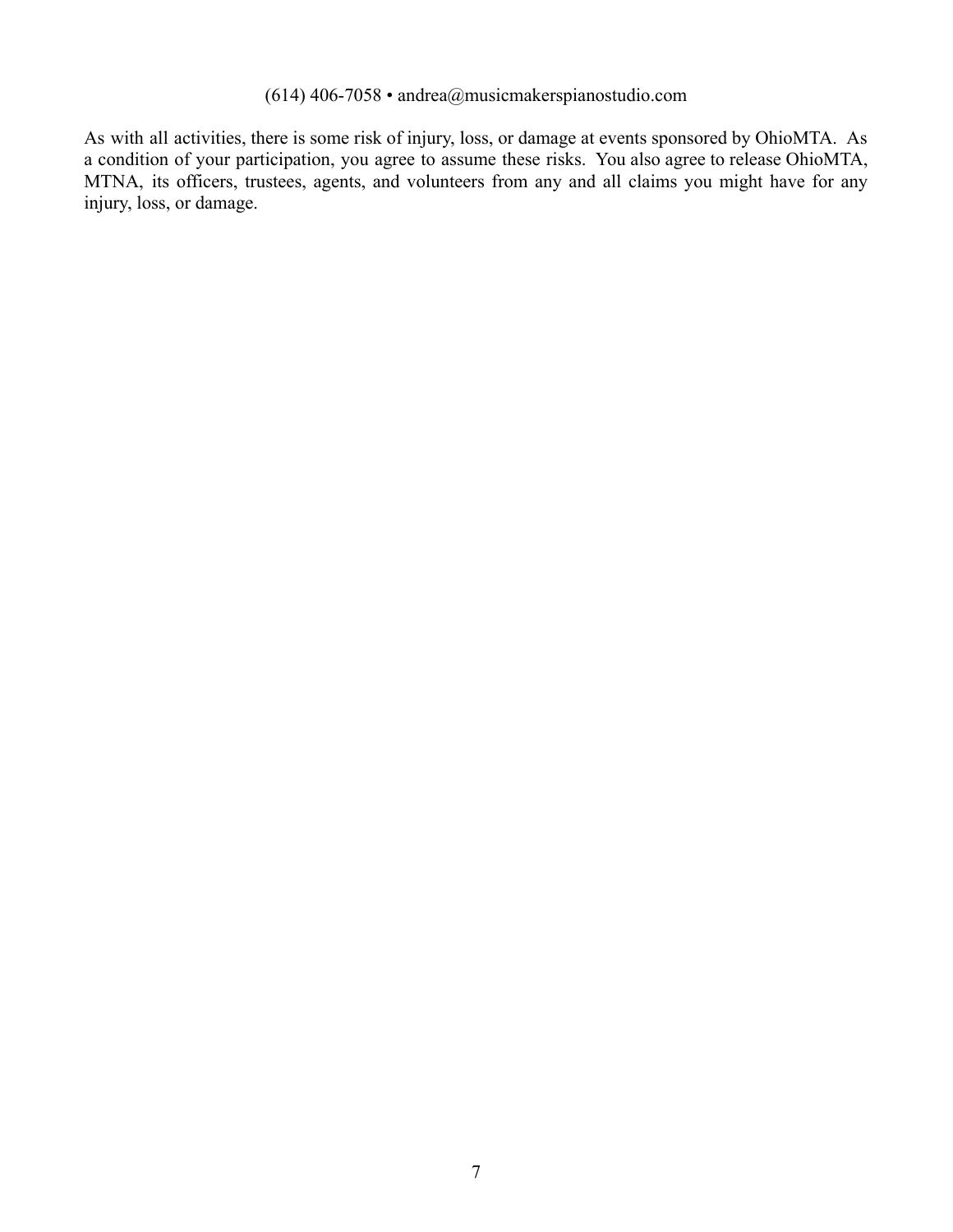(614) 406-7058 • andrea@musicmakerspianostudio.com

As with all activities, there is some risk of injury, loss, or damage at events sponsored by OhioMTA. As a condition of your participation, you agree to assume these risks. You also agree to release OhioMTA, MTNA, its officers, trustees, agents, and volunteers from any and all claims you might have for any injury, loss, or damage.